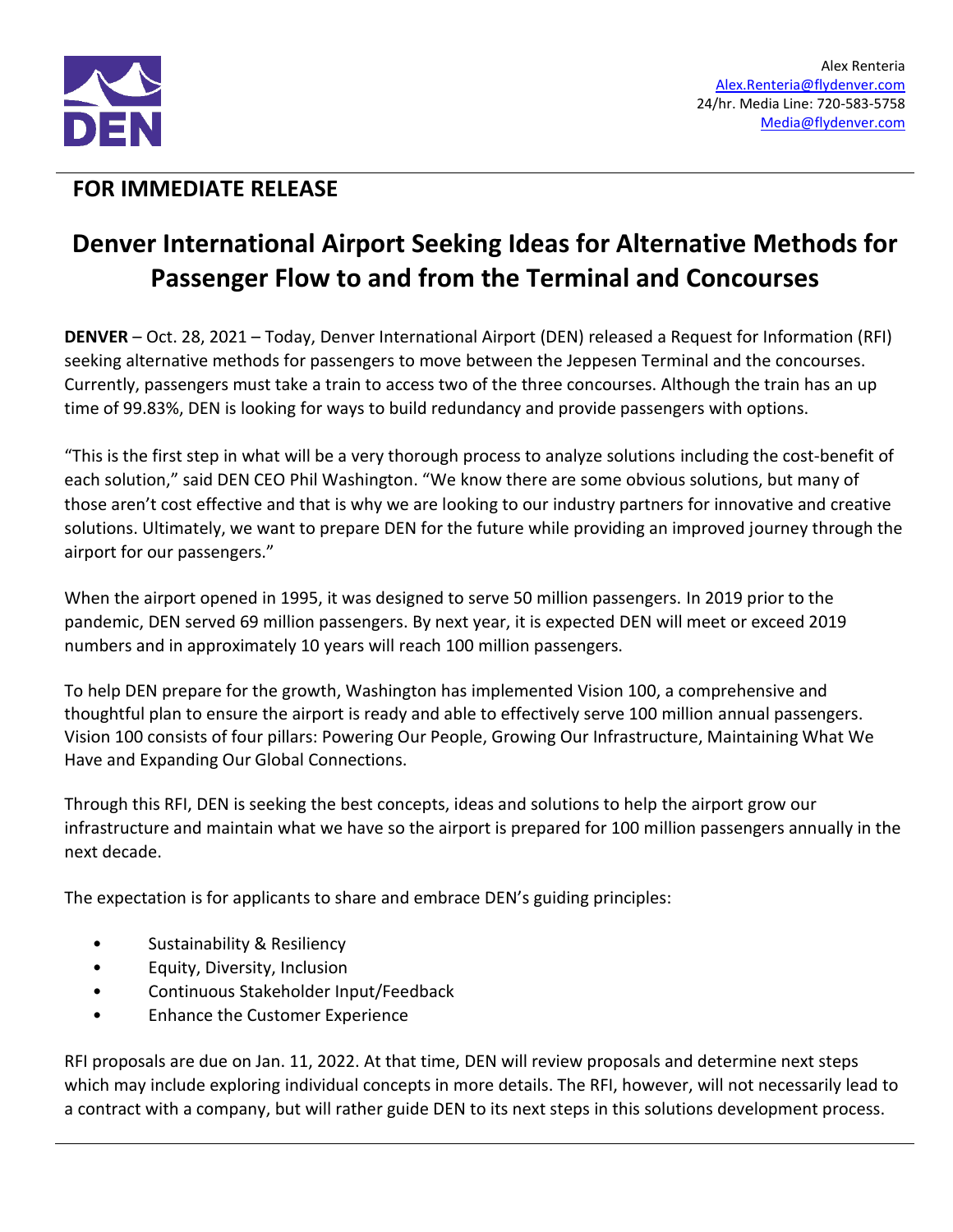Alex Renteria
Alex.Renteria@flydenver.com
24/hr. Media Line: 720-583-5758
Media@flydenver.com

**FOR IMMEDIATE RELEASE**

# Denver International Airport Seeking Ideas for Alternative Methods for Passenger Flow to and from the Terminal and Concourses

**DENVER** – Oct. 28, 2021 – Today, Denver International Airport (DEN) released a Request for Information (RFI) seeking alternative methods for passengers to move between the Jeppesen Terminal and the concourses. Currently, passengers must take a train to access two of the three concourses. Although the train has an up time of 99.83%, DEN is looking for ways to build redundancy and provide passengers with options.

"This is the first step in what will be a very thorough process to analyze solutions including the cost-benefit of each solution," said DEN CEO Phil Washington. "We know there are some obvious solutions, but many of those aren't cost effective and that is why we are looking to our industry partners for innovative and creative solutions. Ultimately, we want to prepare DEN for the future while providing an improved journey through the airport for our passengers."

When the airport opened in 1995, it was designed to serve 50 million passengers. In 2019 prior to the pandemic, DEN served 69 million passengers. By next year, it is expected DEN will meet or exceed 2019 numbers and in approximately 10 years will reach 100 million passengers.

To help DEN prepare for the growth, Washington has implemented Vision 100, a comprehensive and thoughtful plan to ensure the airport is ready and able to effectively serve 100 million annual passengers. Vision 100 consists of four pillars: Powering Our People, Growing Our Infrastructure, Maintaining What We Have and Expanding Our Global Connections.

Through this RFI, DEN is seeking the best concepts, ideas and solutions to help the airport grow our infrastructure and maintain what we have so the airport is prepared for 100 million passengers annually in the next decade.

The expectation is for applicants to share and embrace DEN's guiding principles:

- Sustainability & Resiliency
- Equity, Diversity, Inclusion
- Continuous Stakeholder Input/Feedback
- Enhance the Customer Experience

RFI proposals are due on Jan. 11, 2022. At that time, DEN will review proposals and determine next steps which may include exploring individual concepts in more details. The RFI, however, will not necessarily lead to a contract with a company, but will rather guide DEN to its next steps in this solutions development process.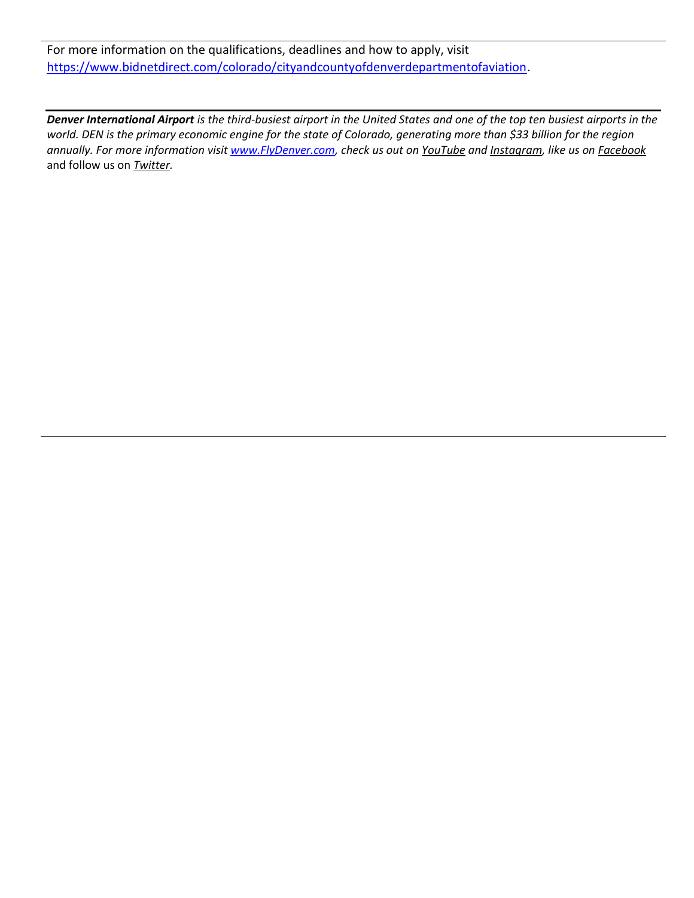For more information on the qualifications, deadlines and how to apply, visit [https://www.bidnetdirect.com/colorado/cityandcountyofdenverdepartmentofaviation](https://www.bidnetdirect.com/colorado/cityandcountyofdenverdepartmentofaviation).

---

***Denver International Airport*** *is the third-busiest airport in the United States and one of the top ten busiest airports in the world. DEN is the primary economic engine for the state of Colorado, generating more than $33 billion for the region annually. For more information visit [www.FlyDenver.com](http://www.FlyDenver.com), check us out on YouTube and Instagram, like us on Facebook* and follow us on *Twitter*.